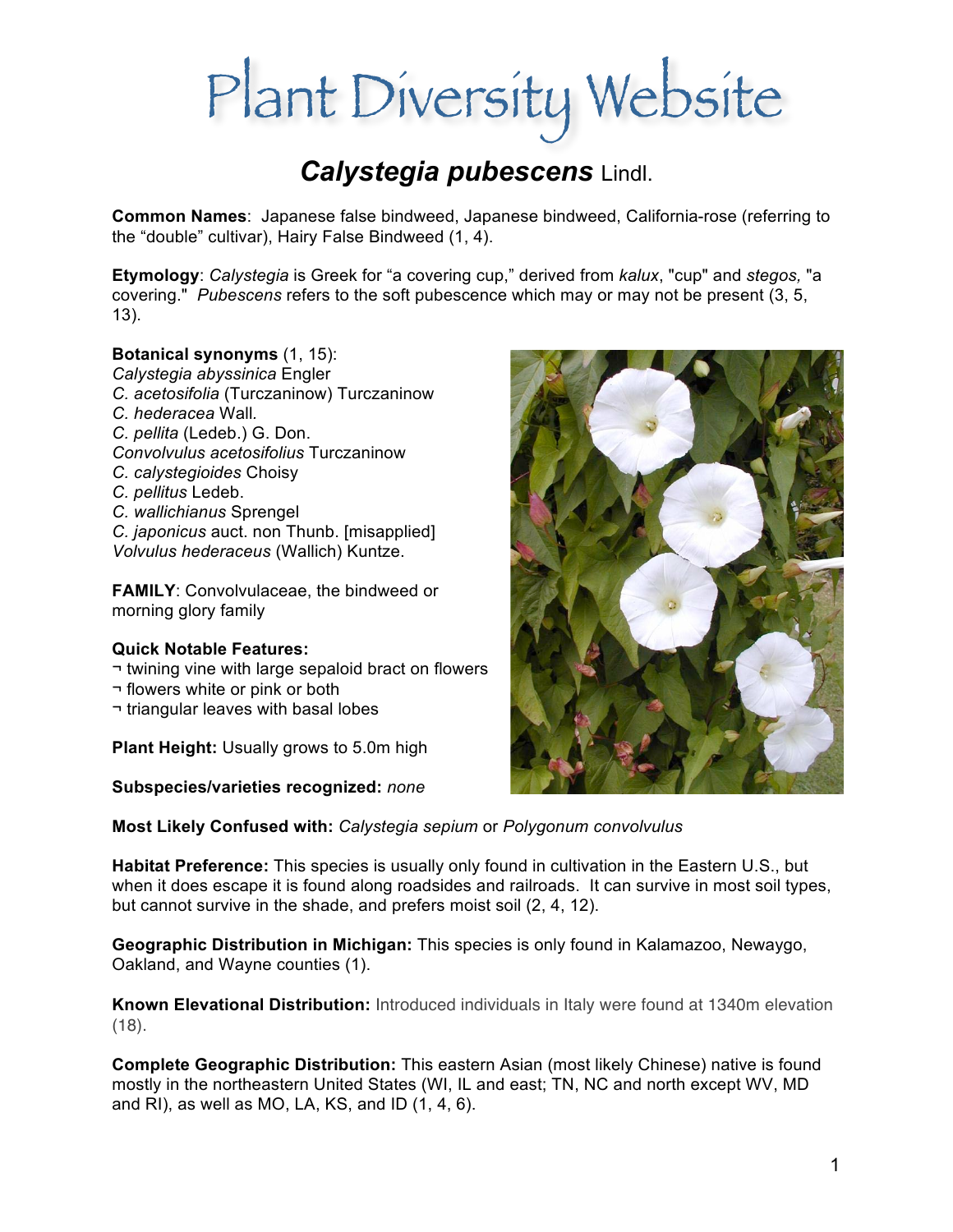# Plant Diversity Website

## *Calystegia pubescens* Lindl.

**Common Names**: Japanese false bindweed, Japanese bindweed, California-rose (referring to the "double" cultivar), Hairy False Bindweed (1, 4).

**Etymology**: *Calystegia* is Greek for "a covering cup," derived from *kalux*, "cup" and *stegos,* "a covering." *Pubescens* refers to the soft pubescence which may or may not be present (3, 5, 13).

**Botanical synonyms** (1, 15):
*Calystegia abyssinica* Engler
*C. acetosifolia* (Turczaninow) Turczaninow
*C. hederacea* Wall.
*C. pellita* (Ledeb.) G. Don.
*Convolvulus acetosifolius* Turczaninow
*C. calystegioides* Choisy
*C. pellitus* Ledeb.
*C. wallichianus* Sprengel
*C. japonicus* auct. non Thunb. [misapplied]
*Volvulus hederaceus* (Wallich) Kuntze.

**FAMILY**: Convolvulaceae, the bindweed or morning glory family

**Quick Notable Features:**
¬ twining vine with large sepaloid bract on flowers
¬ flowers white or pink or both
¬ triangular leaves with basal lobes

**Plant Height:** Usually grows to 5.0m high

**Subspecies/varieties recognized:** *none*

**Most Likely Confused with:** *Calystegia sepium* or *Polygonum convolvulus*

**Habitat Preference:** This species is usually only found in cultivation in the Eastern U.S., but when it does escape it is found along roadsides and railroads. It can survive in most soil types, but cannot survive in the shade, and prefers moist soil (2, 4, 12).

**Geographic Distribution in Michigan:** This species is only found in Kalamazoo, Newaygo, Oakland, and Wayne counties (1).

**Known Elevational Distribution:** Introduced individuals in Italy were found at 1340m elevation (18).

**Complete Geographic Distribution:** This eastern Asian (most likely Chinese) native is found mostly in the northeastern United States (WI, IL and east; TN, NC and north except WV, MD and RI), as well as MO, LA, KS, and ID (1, 4, 6).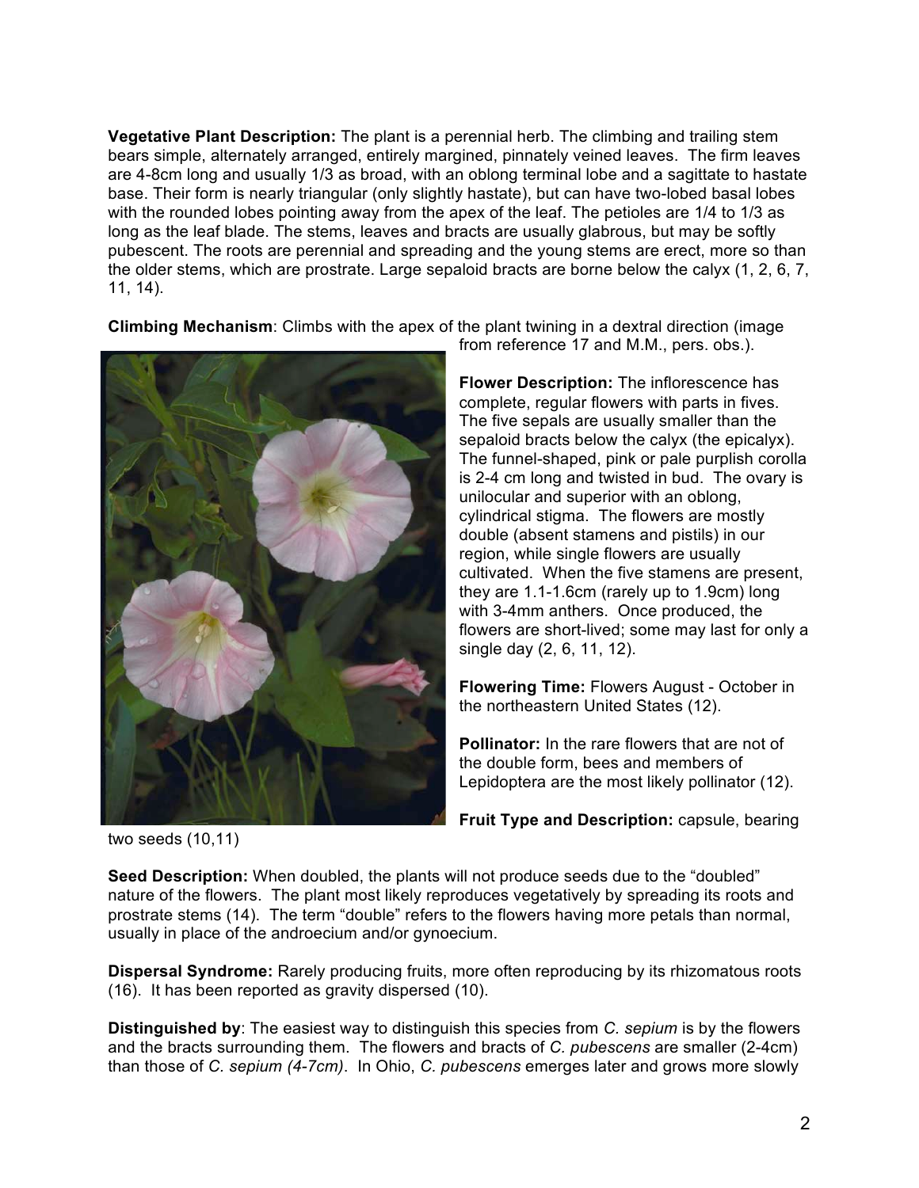**Vegetative Plant Description:** The plant is a perennial herb. The climbing and trailing stem bears simple, alternately arranged, entirely margined, pinnately veined leaves. The firm leaves are 4-8cm long and usually 1/3 as broad, with an oblong terminal lobe and a sagittate to hastate base. Their form is nearly triangular (only slightly hastate), but can have two-lobed basal lobes with the rounded lobes pointing away from the apex of the leaf. The petioles are 1/4 to 1/3 as long as the leaf blade. The stems, leaves and bracts are usually glabrous, but may be softly pubescent. The roots are perennial and spreading and the young stems are erect, more so than the older stems, which are prostrate. Large sepaloid bracts are borne below the calyx (1, 2, 6, 7, 11, 14).

**Climbing Mechanism**: Climbs with the apex of the plant twining in a dextral direction (image from reference 17 and M.M., pers. obs.).

**Flower Description:** The inflorescence has complete, regular flowers with parts in fives. The five sepals are usually smaller than the sepaloid bracts below the calyx (the epicalyx). The funnel-shaped, pink or pale purplish corolla is 2-4 cm long and twisted in bud. The ovary is unilocular and superior with an oblong, cylindrical stigma. The flowers are mostly double (absent stamens and pistils) in our region, while single flowers are usually cultivated. When the five stamens are present, they are 1.1-1.6cm (rarely up to 1.9cm) long with 3-4mm anthers. Once produced, the flowers are short-lived; some may last for only a single day (2, 6, 11, 12).

**Flowering Time:** Flowers August - October in the northeastern United States (12).

**Pollinator:** In the rare flowers that are not of the double form, bees and members of Lepidoptera are the most likely pollinator (12).

**Fruit Type and Description:** capsule, bearing two seeds (10,11)

**Seed Description:** When doubled, the plants will not produce seeds due to the "doubled" nature of the flowers. The plant most likely reproduces vegetatively by spreading its roots and prostrate stems (14). The term "double" refers to the flowers having more petals than normal, usually in place of the androecium and/or gynoecium.

**Dispersal Syndrome:** Rarely producing fruits, more often reproducing by its rhizomatous roots (16). It has been reported as gravity dispersed (10).

**Distinguished by**: The easiest way to distinguish this species from *C. sepium* is by the flowers and the bracts surrounding them. The flowers and bracts of *C. pubescens* are smaller (2-4cm) than those of *C. sepium (4-7cm)*. In Ohio, *C. pubescens* emerges later and grows more slowly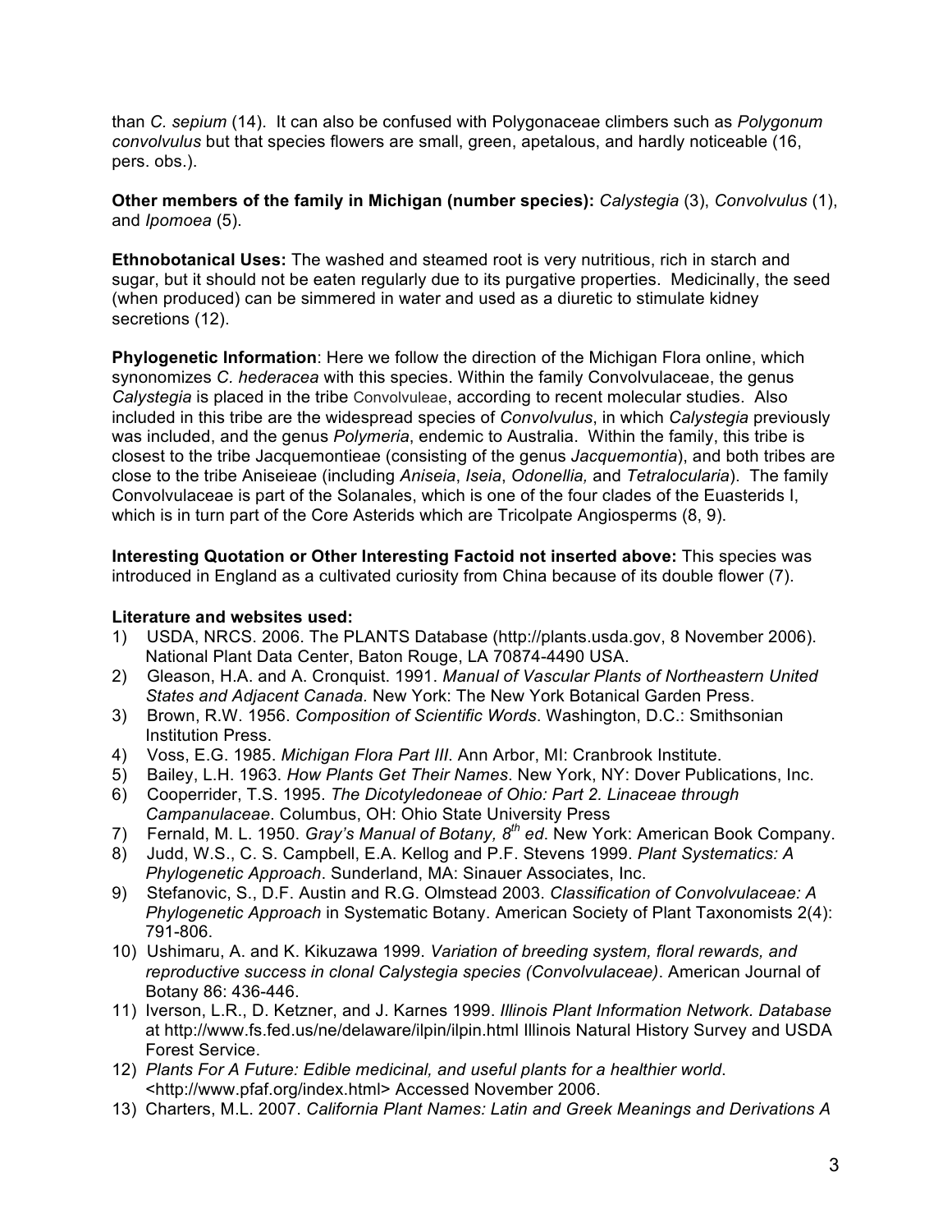than *C. sepium* (14). It can also be confused with Polygonaceae climbers such as *Polygonum convolvulus* but that species flowers are small, green, apetalous, and hardly noticeable (16, pers. obs.).

**Other members of the family in Michigan (number species):** *Calystegia* (3), *Convolvulus* (1), and *Ipomoea* (5).

**Ethnobotanical Uses:** The washed and steamed root is very nutritious, rich in starch and sugar, but it should not be eaten regularly due to its purgative properties. Medicinally, the seed (when produced) can be simmered in water and used as a diuretic to stimulate kidney secretions (12).

**Phylogenetic Information**: Here we follow the direction of the Michigan Flora online, which synonomizes *C. hederacea* with this species. Within the family Convolvulaceae, the genus *Calystegia* is placed in the tribe Convolvuleae, according to recent molecular studies. Also included in this tribe are the widespread species of *Convolvulus*, in which *Calystegia* previously was included, and the genus *Polymeria*, endemic to Australia. Within the family, this tribe is closest to the tribe Jacquemontieae (consisting of the genus *Jacquemontia*), and both tribes are close to the tribe Aniseieae (including *Aniseia*, *Iseia*, *Odonellia,* and *Tetralocularia*). The family Convolvulaceae is part of the Solanales, which is one of the four clades of the Euasterids I, which is in turn part of the Core Asterids which are Tricolpate Angiosperms (8, 9).

**Interesting Quotation or Other Interesting Factoid not inserted above:** This species was introduced in England as a cultivated curiosity from China because of its double flower (7).

**Literature and websites used:**

1) USDA, NRCS. 2006. The PLANTS Database (http://plants.usda.gov, 8 November 2006). National Plant Data Center, Baton Rouge, LA 70874-4490 USA.
2) Gleason, H.A. and A. Cronquist. 1991. *Manual of Vascular Plants of Northeastern United States and Adjacent Canada.* New York: The New York Botanical Garden Press.
3) Brown, R.W. 1956. *Composition of Scientific Words*. Washington, D.C.: Smithsonian Institution Press.
4) Voss, E.G. 1985. *Michigan Flora Part III*. Ann Arbor, MI: Cranbrook Institute.
5) Bailey, L.H. 1963. *How Plants Get Their Names*. New York, NY: Dover Publications, Inc.
6) Cooperrider, T.S. 1995. *The Dicotyledoneae of Ohio: Part 2. Linaceae through Campanulaceae*. Columbus, OH: Ohio State University Press
7) Fernald, M. L. 1950. *Gray's Manual of Botany, 8th ed*. New York: American Book Company.
8) Judd, W.S., C. S. Campbell, E.A. Kellog and P.F. Stevens 1999. *Plant Systematics: A Phylogenetic Approach*. Sunderland, MA: Sinauer Associates, Inc.
9) Stefanovic, S., D.F. Austin and R.G. Olmstead 2003. *Classification of Convolvulaceae: A Phylogenetic Approach* in Systematic Botany. American Society of Plant Taxonomists 2(4): 791-806.
10) Ushimaru, A. and K. Kikuzawa 1999. *Variation of breeding system, floral rewards, and reproductive success in clonal Calystegia species (Convolvulaceae)*. American Journal of Botany 86: 436-446.
11) Iverson, L.R., D. Ketzner, and J. Karnes 1999. *Illinois Plant Information Network. Database* at http://www.fs.fed.us/ne/delaware/ilpin/ilpin.html Illinois Natural History Survey and USDA Forest Service.
12) *Plants For A Future: Edible medicinal, and useful plants for a healthier world*. <http://www.pfaf.org/index.html> Accessed November 2006.
13) Charters, M.L. 2007. *California Plant Names: Latin and Greek Meanings and Derivations A*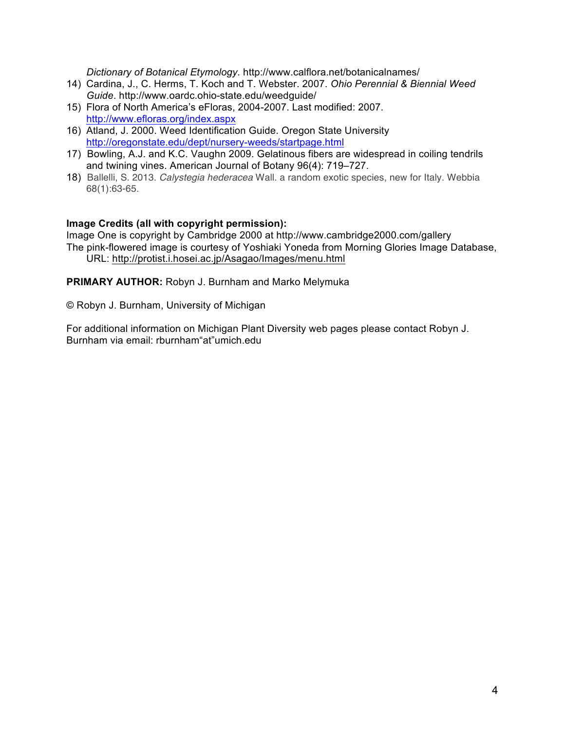*Dictionary of Botanical Etymology*. http://www.calflora.net/botanicalnames/

14) Cardina, J., C. Herms, T. Koch and T. Webster. 2007. *Ohio Perennial & Biennial Weed Guide*. http://www.oardc.ohio-state.edu/weedguide/
15) Flora of North America's eFloras, 2004-2007. Last modified: 2007. http://www.efloras.org/index.aspx
16) Atland, J. 2000. Weed Identification Guide. Oregon State University http://oregonstate.edu/dept/nursery-weeds/startpage.html
17) Bowling, A.J. and K.C. Vaughn 2009. Gelatinous fibers are widespread in coiling tendrils and twining vines. American Journal of Botany 96(4): 719–727.
18) Ballelli, S. 2013. *Calystegia hederacea* Wall. a random exotic species, new for Italy. Webbia 68(1):63-65.

**Image Credits (all with copyright permission):**

Image One is copyright by Cambridge 2000 at http://www.cambridge2000.com/gallery

The pink-flowered image is courtesy of Yoshiaki Yoneda from Morning Glories Image Database, URL: http://protist.i.hosei.ac.jp/Asagao/Images/menu.html

**PRIMARY AUTHOR:** Robyn J. Burnham and Marko Melymuka

© Robyn J. Burnham, University of Michigan

For additional information on Michigan Plant Diversity web pages please contact Robyn J. Burnham via email: rburnham"at"umich.edu